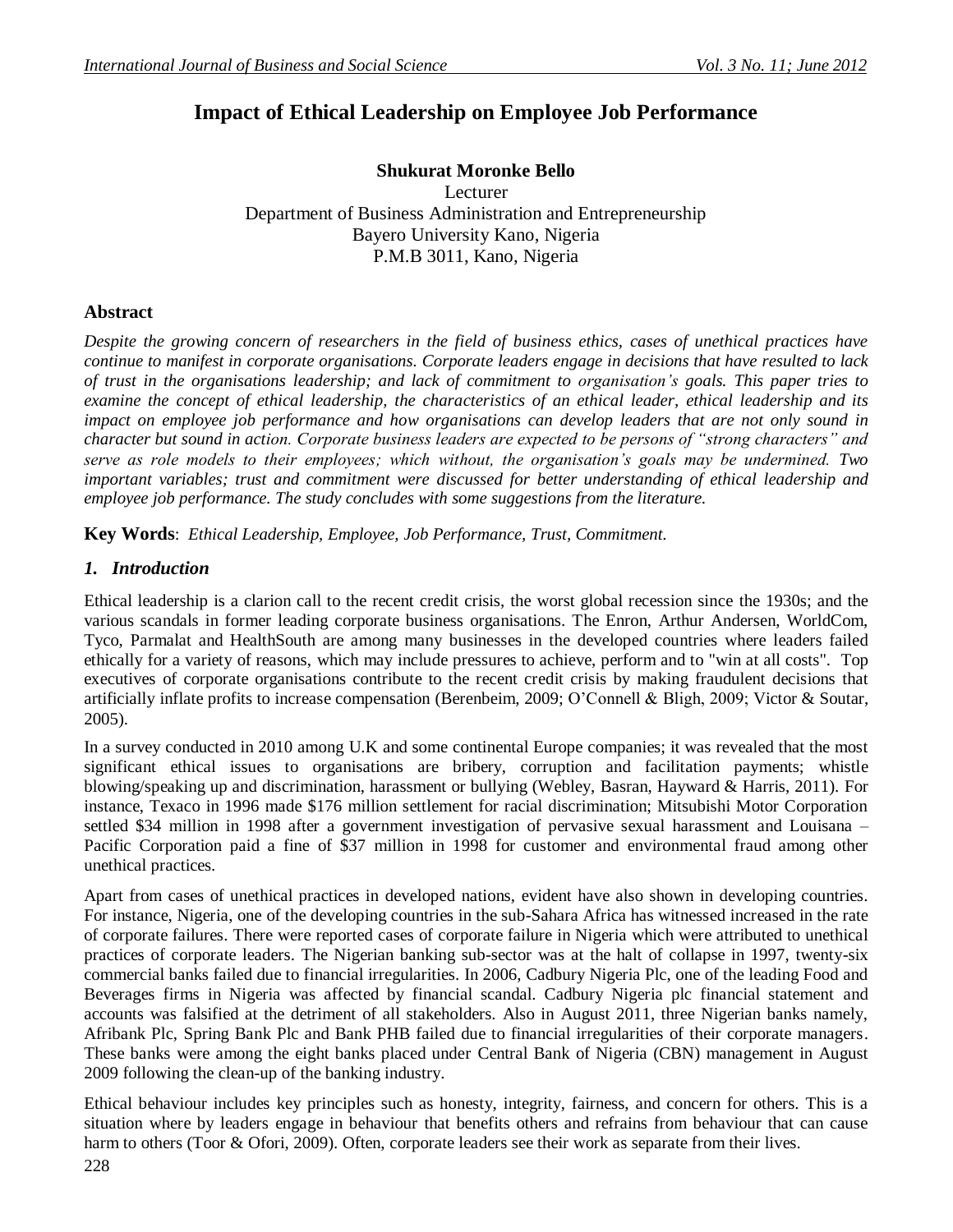# Impact of Ethical Leadership on Employee Job Performance

**Shukurat Moronke Bello**
Lecturer
Department of Business Administration and Entrepreneurship
Bayero University Kano, Nigeria
P.M.B 3011, Kano, Nigeria

## Abstract

*Despite the growing concern of researchers in the field of business ethics, cases of unethical practices have continue to manifest in corporate organisations. Corporate leaders engage in decisions that have resulted to lack of trust in the organisations leadership; and lack of commitment to organisation's goals. This paper tries to examine the concept of ethical leadership, the characteristics of an ethical leader, ethical leadership and its impact on employee job performance and how organisations can develop leaders that are not only sound in character but sound in action. Corporate business leaders are expected to be persons of "strong characters" and serve as role models to their employees; which without, the organisation's goals may be undermined. Two important variables; trust and commitment were discussed for better understanding of ethical leadership and employee job performance. The study concludes with some suggestions from the literature.*

**Key Words**: *Ethical Leadership, Employee, Job Performance, Trust, Commitment.*

## *1. Introduction*

Ethical leadership is a clarion call to the recent credit crisis, the worst global recession since the 1930s; and the various scandals in former leading corporate business organisations. The Enron, Arthur Andersen, WorldCom, Tyco, Parmalat and HealthSouth are among many businesses in the developed countries where leaders failed ethically for a variety of reasons, which may include pressures to achieve, perform and to "win at all costs". Top executives of corporate organisations contribute to the recent credit crisis by making fraudulent decisions that artificially inflate profits to increase compensation (Berenbeim, 2009; O'Connell & Bligh, 2009; Victor & Soutar, 2005).

In a survey conducted in 2010 among U.K and some continental Europe companies; it was revealed that the most significant ethical issues to organisations are bribery, corruption and facilitation payments; whistle blowing/speaking up and discrimination, harassment or bullying (Webley, Basran, Hayward & Harris, 2011). For instance, Texaco in 1996 made $176 million settlement for racial discrimination; Mitsubishi Motor Corporation settled $34 million in 1998 after a government investigation of pervasive sexual harassment and Louisana – Pacific Corporation paid a fine of $37 million in 1998 for customer and environmental fraud among other unethical practices.

Apart from cases of unethical practices in developed nations, evident have also shown in developing countries. For instance, Nigeria, one of the developing countries in the sub-Sahara Africa has witnessed increased in the rate of corporate failures. There were reported cases of corporate failure in Nigeria which were attributed to unethical practices of corporate leaders. The Nigerian banking sub-sector was at the halt of collapse in 1997, twenty-six commercial banks failed due to financial irregularities. In 2006, Cadbury Nigeria Plc, one of the leading Food and Beverages firms in Nigeria was affected by financial scandal. Cadbury Nigeria plc financial statement and accounts was falsified at the detriment of all stakeholders. Also in August 2011, three Nigerian banks namely, Afribank Plc, Spring Bank Plc and Bank PHB failed due to financial irregularities of their corporate managers. These banks were among the eight banks placed under Central Bank of Nigeria (CBN) management in August 2009 following the clean-up of the banking industry.

Ethical behaviour includes key principles such as honesty, integrity, fairness, and concern for others. This is a situation where by leaders engage in behaviour that benefits others and refrains from behaviour that can cause harm to others (Toor & Ofori, 2009). Often, corporate leaders see their work as separate from their lives.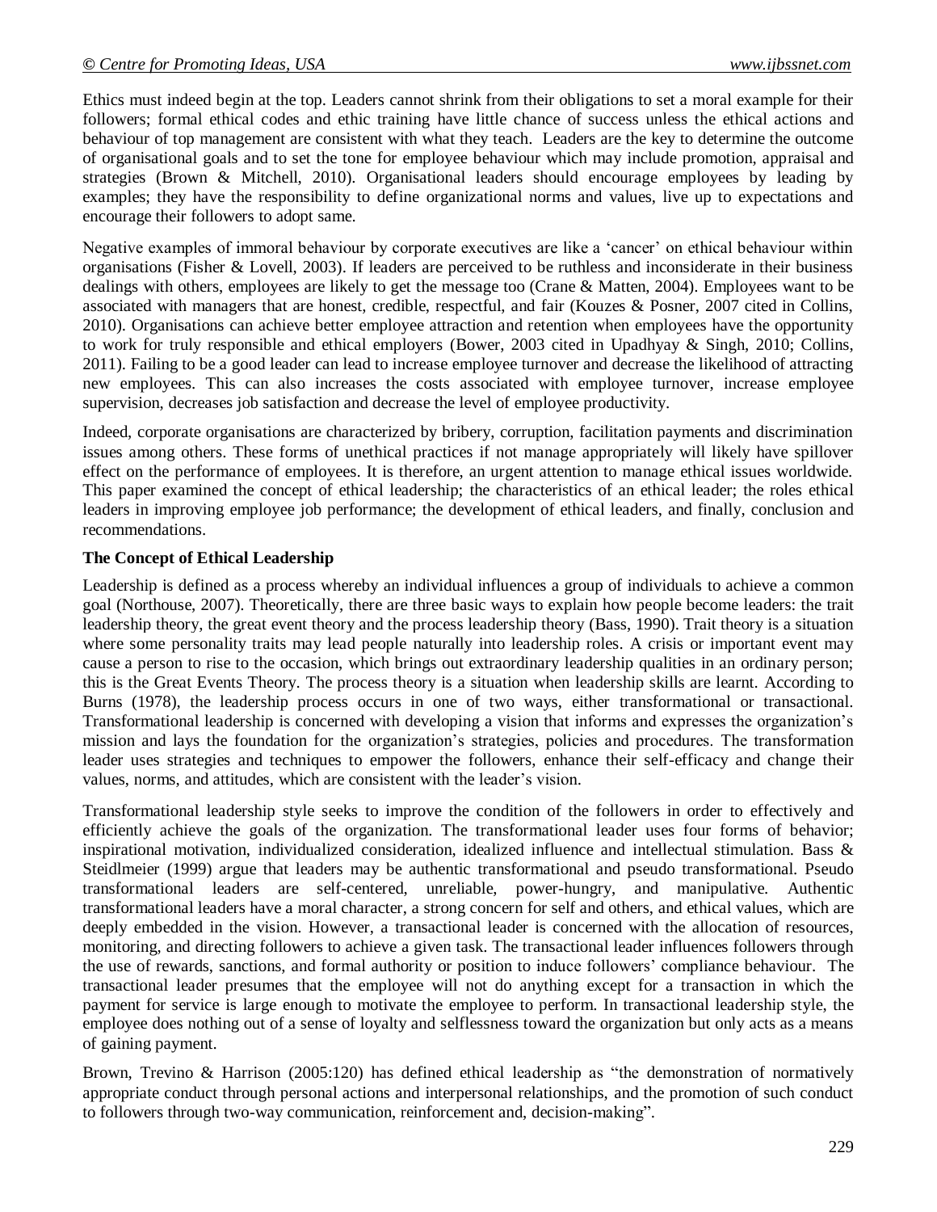Ethics must indeed begin at the top. Leaders cannot shrink from their obligations to set a moral example for their followers; formal ethical codes and ethic training have little chance of success unless the ethical actions and behaviour of top management are consistent with what they teach. Leaders are the key to determine the outcome of organisational goals and to set the tone for employee behaviour which may include promotion, appraisal and strategies (Brown & Mitchell, 2010). Organisational leaders should encourage employees by leading by examples; they have the responsibility to define organizational norms and values, live up to expectations and encourage their followers to adopt same.

Negative examples of immoral behaviour by corporate executives are like a 'cancer' on ethical behaviour within organisations (Fisher & Lovell, 2003). If leaders are perceived to be ruthless and inconsiderate in their business dealings with others, employees are likely to get the message too (Crane & Matten, 2004). Employees want to be associated with managers that are honest, credible, respectful, and fair (Kouzes & Posner, 2007 cited in Collins, 2010). Organisations can achieve better employee attraction and retention when employees have the opportunity to work for truly responsible and ethical employers (Bower, 2003 cited in Upadhyay & Singh, 2010; Collins, 2011). Failing to be a good leader can lead to increase employee turnover and decrease the likelihood of attracting new employees. This can also increases the costs associated with employee turnover, increase employee supervision, decreases job satisfaction and decrease the level of employee productivity.

Indeed, corporate organisations are characterized by bribery, corruption, facilitation payments and discrimination issues among others. These forms of unethical practices if not manage appropriately will likely have spillover effect on the performance of employees. It is therefore, an urgent attention to manage ethical issues worldwide. This paper examined the concept of ethical leadership; the characteristics of an ethical leader; the roles ethical leaders in improving employee job performance; the development of ethical leaders, and finally, conclusion and recommendations.

**The Concept of Ethical Leadership**

Leadership is defined as a process whereby an individual influences a group of individuals to achieve a common goal (Northouse, 2007). Theoretically, there are three basic ways to explain how people become leaders: the trait leadership theory, the great event theory and the process leadership theory (Bass, 1990). Trait theory is a situation where some personality traits may lead people naturally into leadership roles. A crisis or important event may cause a person to rise to the occasion, which brings out extraordinary leadership qualities in an ordinary person; this is the Great Events Theory. The process theory is a situation when leadership skills are learnt. According to Burns (1978), the leadership process occurs in one of two ways, either transformational or transactional. Transformational leadership is concerned with developing a vision that informs and expresses the organization's mission and lays the foundation for the organization's strategies, policies and procedures. The transformation leader uses strategies and techniques to empower the followers, enhance their self-efficacy and change their values, norms, and attitudes, which are consistent with the leader's vision.

Transformational leadership style seeks to improve the condition of the followers in order to effectively and efficiently achieve the goals of the organization. The transformational leader uses four forms of behavior; inspirational motivation, individualized consideration, idealized influence and intellectual stimulation. Bass & Steidlmeier (1999) argue that leaders may be authentic transformational and pseudo transformational. Pseudo transformational leaders are self-centered, unreliable, power-hungry, and manipulative. Authentic transformational leaders have a moral character, a strong concern for self and others, and ethical values, which are deeply embedded in the vision. However, a transactional leader is concerned with the allocation of resources, monitoring, and directing followers to achieve a given task. The transactional leader influences followers through the use of rewards, sanctions, and formal authority or position to induce followers' compliance behaviour. The transactional leader presumes that the employee will not do anything except for a transaction in which the payment for service is large enough to motivate the employee to perform. In transactional leadership style, the employee does nothing out of a sense of loyalty and selflessness toward the organization but only acts as a means of gaining payment.

Brown, Trevino & Harrison (2005:120) has defined ethical leadership as "the demonstration of normatively appropriate conduct through personal actions and interpersonal relationships, and the promotion of such conduct to followers through two-way communication, reinforcement and, decision-making".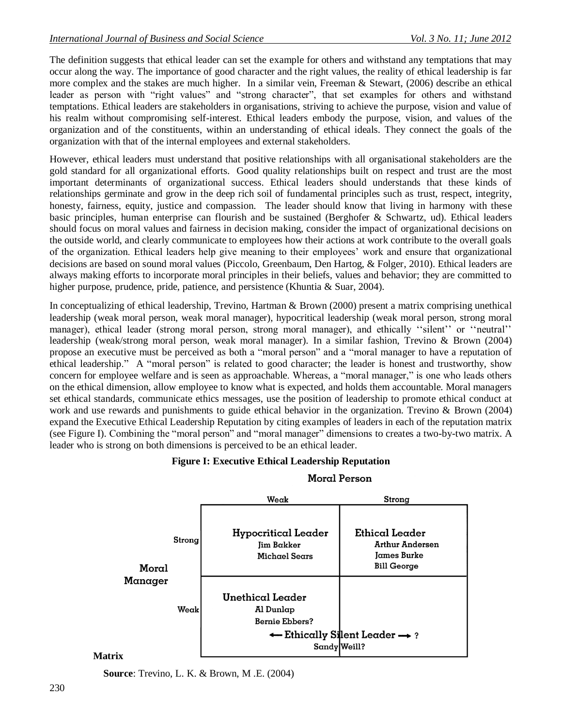The definition suggests that ethical leader can set the example for others and withstand any temptations that may occur along the way. The importance of good character and the right values, the reality of ethical leadership is far more complex and the stakes are much higher. In a similar vein, Freeman & Stewart, (2006) describe an ethical leader as person with "right values" and "strong character", that set examples for others and withstand temptations. Ethical leaders are stakeholders in organisations, striving to achieve the purpose, vision and value of his realm without compromising self-interest. Ethical leaders embody the purpose, vision, and values of the organization and of the constituents, within an understanding of ethical ideals. They connect the goals of the organization with that of the internal employees and external stakeholders.

However, ethical leaders must understand that positive relationships with all organisational stakeholders are the gold standard for all organizational efforts. Good quality relationships built on respect and trust are the most important determinants of organizational success. Ethical leaders should understands that these kinds of relationships germinate and grow in the deep rich soil of fundamental principles such as trust, respect, integrity, honesty, fairness, equity, justice and compassion. The leader should know that living in harmony with these basic principles, human enterprise can flourish and be sustained (Berghofer & Schwartz, ud). Ethical leaders should focus on moral values and fairness in decision making, consider the impact of organizational decisions on the outside world, and clearly communicate to employees how their actions at work contribute to the overall goals of the organization. Ethical leaders help give meaning to their employees' work and ensure that organizational decisions are based on sound moral values (Piccolo, Greenbaum, Den Hartog, & Folger, 2010). Ethical leaders are always making efforts to incorporate moral principles in their beliefs, values and behavior; they are committed to higher purpose, prudence, pride, patience, and persistence (Khuntia & Suar, 2004).

In conceptualizing of ethical leadership, Trevino, Hartman & Brown (2000) present a matrix comprising unethical leadership (weak moral person, weak moral manager), hypocritical leadership (weak moral person, strong moral manager), ethical leader (strong moral person, strong moral manager), and ethically ''silent'' or ''neutral'' leadership (weak/strong moral person, weak moral manager). In a similar fashion, Trevino & Brown (2004) propose an executive must be perceived as both a "moral person" and a "moral manager to have a reputation of ethical leadership." A "moral person" is related to good character; the leader is honest and trustworthy, show concern for employee welfare and is seen as approachable. Whereas, a "moral manager," is one who leads others on the ethical dimension, allow employee to know what is expected, and holds them accountable. Moral managers set ethical standards, communicate ethics messages, use the position of leadership to promote ethical conduct at work and use rewards and punishments to guide ethical behavior in the organization. Trevino & Brown (2004) expand the Executive Ethical Leadership Reputation by citing examples of leaders in each of the reputation matrix (see Figure I). Combining the "moral person" and "moral manager" dimensions to creates a two-by-two matrix. A leader who is strong on both dimensions is perceived to be an ethical leader.

**Figure I: Executive Ethical Leadership Reputation**

| Moral Manager \ Moral Person | Weak | Strong |
|---|---|---|
| **Strong** | **Hypocritical Leader**<br>Jim Bakker<br>Michael Sears | **Ethical Leader**<br>Arthur Andersen<br>James Burke<br>Bill George |
| **Weak** | **Unethical Leader**<br>Al Dunlap<br>Bernie Ebbers?<br>← **Ethically Silent Leader** → ?<br>Sandy Weill? | |

**Matrix**

**Source**: Trevino, L. K. & Brown, M .E. (2004)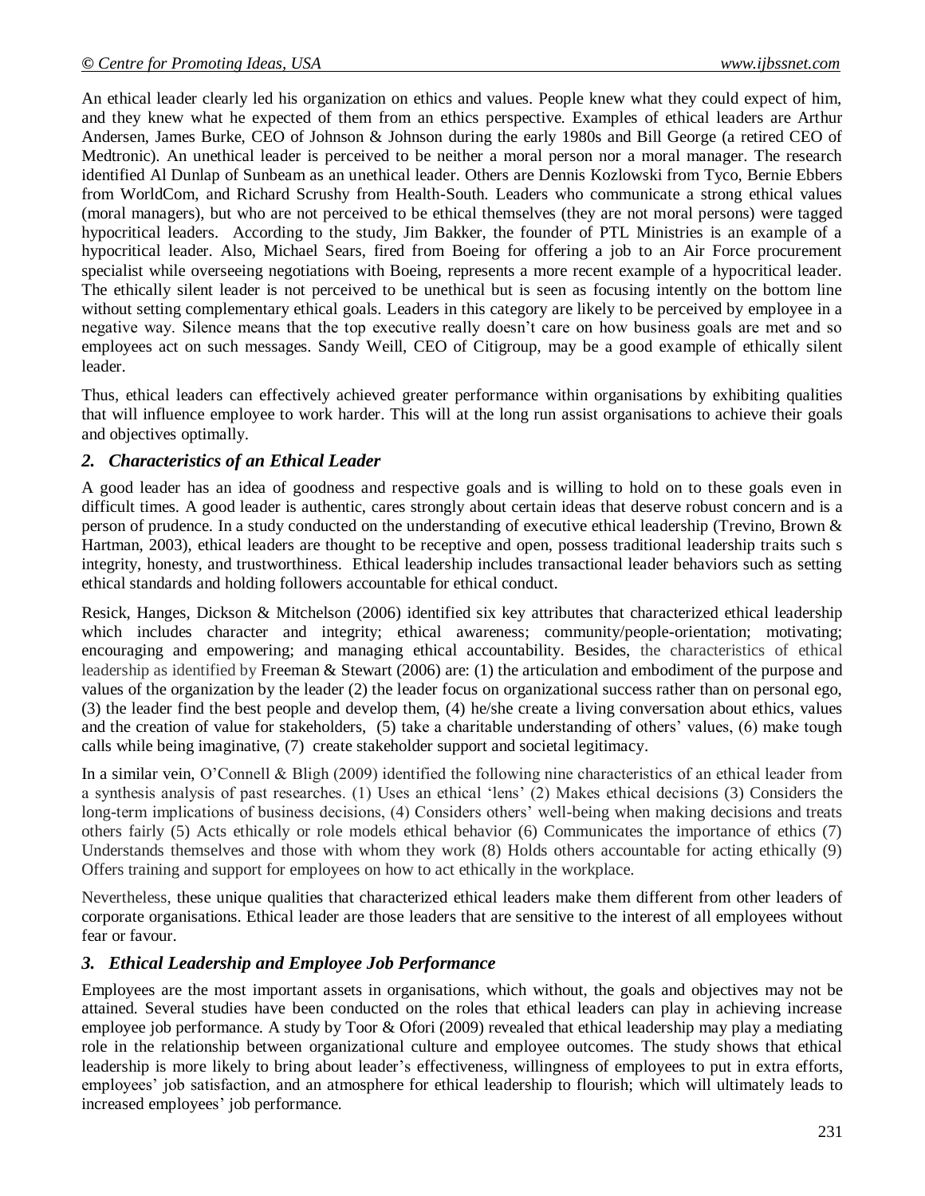An ethical leader clearly led his organization on ethics and values. People knew what they could expect of him, and they knew what he expected of them from an ethics perspective. Examples of ethical leaders are Arthur Andersen, James Burke, CEO of Johnson & Johnson during the early 1980s and Bill George (a retired CEO of Medtronic). An unethical leader is perceived to be neither a moral person nor a moral manager. The research identified Al Dunlap of Sunbeam as an unethical leader. Others are Dennis Kozlowski from Tyco, Bernie Ebbers from WorldCom, and Richard Scrushy from Health-South. Leaders who communicate a strong ethical values (moral managers), but who are not perceived to be ethical themselves (they are not moral persons) were tagged hypocritical leaders. According to the study, Jim Bakker, the founder of PTL Ministries is an example of a hypocritical leader. Also, Michael Sears, fired from Boeing for offering a job to an Air Force procurement specialist while overseeing negotiations with Boeing, represents a more recent example of a hypocritical leader. The ethically silent leader is not perceived to be unethical but is seen as focusing intently on the bottom line without setting complementary ethical goals. Leaders in this category are likely to be perceived by employee in a negative way. Silence means that the top executive really doesn't care on how business goals are met and so employees act on such messages. Sandy Weill, CEO of Citigroup, may be a good example of ethically silent leader.

Thus, ethical leaders can effectively achieved greater performance within organisations by exhibiting qualities that will influence employee to work harder. This will at the long run assist organisations to achieve their goals and objectives optimally.

## *2. Characteristics of an Ethical Leader*

A good leader has an idea of goodness and respective goals and is willing to hold on to these goals even in difficult times. A good leader is authentic, cares strongly about certain ideas that deserve robust concern and is a person of prudence. In a study conducted on the understanding of executive ethical leadership (Trevino, Brown & Hartman, 2003), ethical leaders are thought to be receptive and open, possess traditional leadership traits such s integrity, honesty, and trustworthiness. Ethical leadership includes transactional leader behaviors such as setting ethical standards and holding followers accountable for ethical conduct.

Resick, Hanges, Dickson & Mitchelson (2006) identified six key attributes that characterized ethical leadership which includes character and integrity; ethical awareness; community/people-orientation; motivating; encouraging and empowering; and managing ethical accountability. Besides, the characteristics of ethical leadership as identified by Freeman & Stewart (2006) are: (1) the articulation and embodiment of the purpose and values of the organization by the leader (2) the leader focus on organizational success rather than on personal ego, (3) the leader find the best people and develop them, (4) he/she create a living conversation about ethics, values and the creation of value for stakeholders, (5) take a charitable understanding of others' values, (6) make tough calls while being imaginative, (7) create stakeholder support and societal legitimacy.

In a similar vein, O'Connell & Bligh (2009) identified the following nine characteristics of an ethical leader from a synthesis analysis of past researches. (1) Uses an ethical 'lens' (2) Makes ethical decisions (3) Considers the long-term implications of business decisions, (4) Considers others' well-being when making decisions and treats others fairly (5) Acts ethically or role models ethical behavior (6) Communicates the importance of ethics (7) Understands themselves and those with whom they work (8) Holds others accountable for acting ethically (9) Offers training and support for employees on how to act ethically in the workplace.

Nevertheless, these unique qualities that characterized ethical leaders make them different from other leaders of corporate organisations. Ethical leader are those leaders that are sensitive to the interest of all employees without fear or favour.

## *3. Ethical Leadership and Employee Job Performance*

Employees are the most important assets in organisations, which without, the goals and objectives may not be attained. Several studies have been conducted on the roles that ethical leaders can play in achieving increase employee job performance. A study by Toor & Ofori (2009) revealed that ethical leadership may play a mediating role in the relationship between organizational culture and employee outcomes. The study shows that ethical leadership is more likely to bring about leader's effectiveness, willingness of employees to put in extra efforts, employees' job satisfaction, and an atmosphere for ethical leadership to flourish; which will ultimately leads to increased employees' job performance.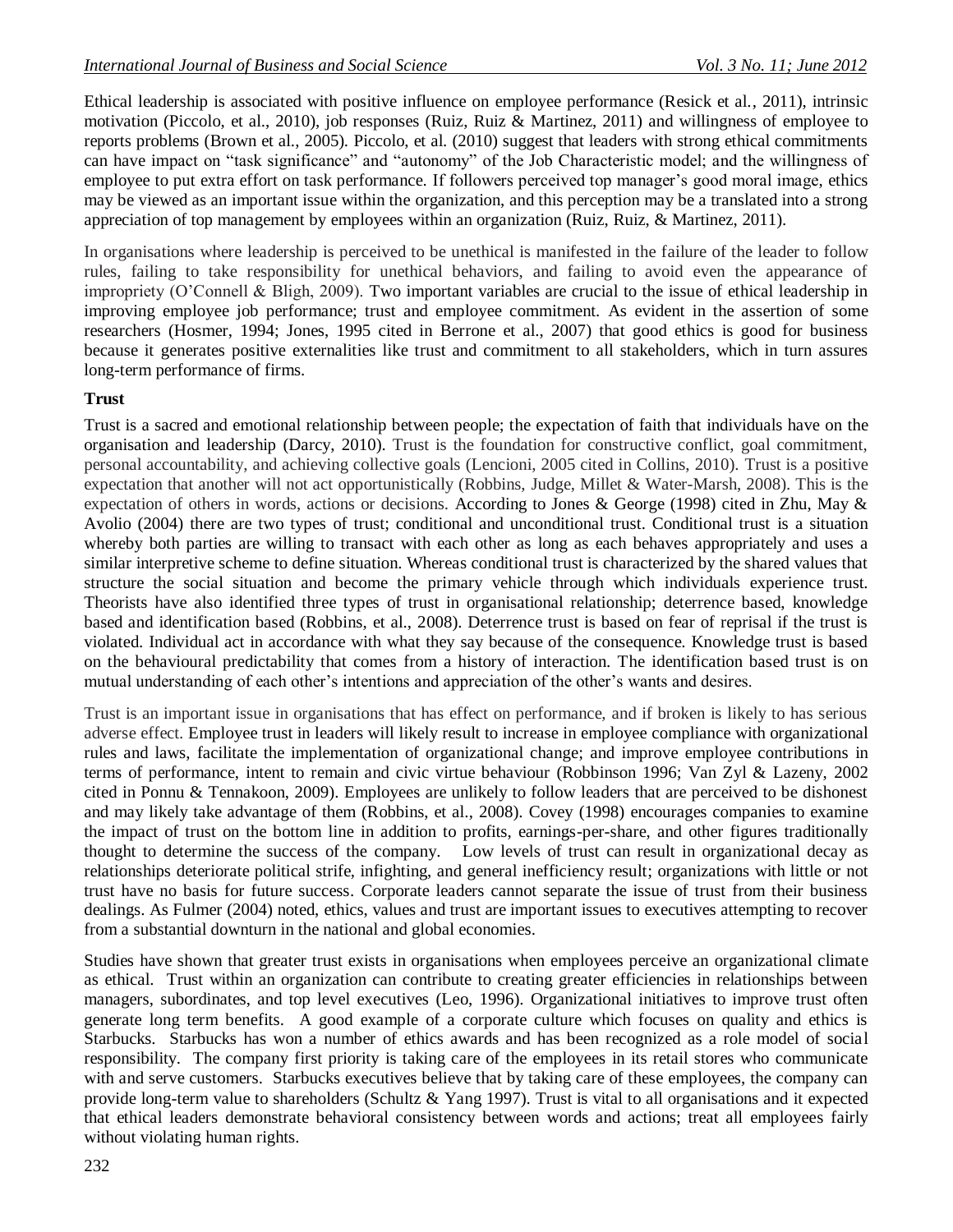Ethical leadership is associated with positive influence on employee performance (Resick et al., 2011), intrinsic motivation (Piccolo, et al., 2010), job responses (Ruiz, Ruiz & Martinez, 2011) and willingness of employee to reports problems (Brown et al., 2005). Piccolo, et al. (2010) suggest that leaders with strong ethical commitments can have impact on "task significance" and "autonomy" of the Job Characteristic model; and the willingness of employee to put extra effort on task performance. If followers perceived top manager's good moral image, ethics may be viewed as an important issue within the organization, and this perception may be a translated into a strong appreciation of top management by employees within an organization (Ruiz, Ruiz, & Martinez, 2011).

In organisations where leadership is perceived to be unethical is manifested in the failure of the leader to follow rules, failing to take responsibility for unethical behaviors, and failing to avoid even the appearance of impropriety (O'Connell & Bligh, 2009). Two important variables are crucial to the issue of ethical leadership in improving employee job performance; trust and employee commitment. As evident in the assertion of some researchers (Hosmer, 1994; Jones, 1995 cited in Berrone et al., 2007) that good ethics is good for business because it generates positive externalities like trust and commitment to all stakeholders, which in turn assures long-term performance of firms.

**Trust**

Trust is a sacred and emotional relationship between people; the expectation of faith that individuals have on the organisation and leadership (Darcy, 2010). Trust is the foundation for constructive conflict, goal commitment, personal accountability, and achieving collective goals (Lencioni, 2005 cited in Collins, 2010). Trust is a positive expectation that another will not act opportunistically (Robbins, Judge, Millet & Water-Marsh, 2008). This is the expectation of others in words, actions or decisions. According to Jones & George (1998) cited in Zhu, May & Avolio (2004) there are two types of trust; conditional and unconditional trust. Conditional trust is a situation whereby both parties are willing to transact with each other as long as each behaves appropriately and uses a similar interpretive scheme to define situation. Whereas conditional trust is characterized by the shared values that structure the social situation and become the primary vehicle through which individuals experience trust. Theorists have also identified three types of trust in organisational relationship; deterrence based, knowledge based and identification based (Robbins, et al., 2008). Deterrence trust is based on fear of reprisal if the trust is violated. Individual act in accordance with what they say because of the consequence. Knowledge trust is based on the behavioural predictability that comes from a history of interaction. The identification based trust is on mutual understanding of each other's intentions and appreciation of the other's wants and desires.

Trust is an important issue in organisations that has effect on performance, and if broken is likely to has serious adverse effect. Employee trust in leaders will likely result to increase in employee compliance with organizational rules and laws, facilitate the implementation of organizational change; and improve employee contributions in terms of performance, intent to remain and civic virtue behaviour (Robbinson 1996; Van Zyl & Lazeny, 2002 cited in Ponnu & Tennakoon, 2009). Employees are unlikely to follow leaders that are perceived to be dishonest and may likely take advantage of them (Robbins, et al., 2008). Covey (1998) encourages companies to examine the impact of trust on the bottom line in addition to profits, earnings-per-share, and other figures traditionally thought to determine the success of the company. Low levels of trust can result in organizational decay as relationships deteriorate political strife, infighting, and general inefficiency result; organizations with little or not trust have no basis for future success. Corporate leaders cannot separate the issue of trust from their business dealings. As Fulmer (2004) noted, ethics, values and trust are important issues to executives attempting to recover from a substantial downturn in the national and global economies.

Studies have shown that greater trust exists in organisations when employees perceive an organizational climate as ethical. Trust within an organization can contribute to creating greater efficiencies in relationships between managers, subordinates, and top level executives (Leo, 1996). Organizational initiatives to improve trust often generate long term benefits. A good example of a corporate culture which focuses on quality and ethics is Starbucks. Starbucks has won a number of ethics awards and has been recognized as a role model of social responsibility. The company first priority is taking care of the employees in its retail stores who communicate with and serve customers. Starbucks executives believe that by taking care of these employees, the company can provide long-term value to shareholders (Schultz & Yang 1997). Trust is vital to all organisations and it expected that ethical leaders demonstrate behavioral consistency between words and actions; treat all employees fairly without violating human rights.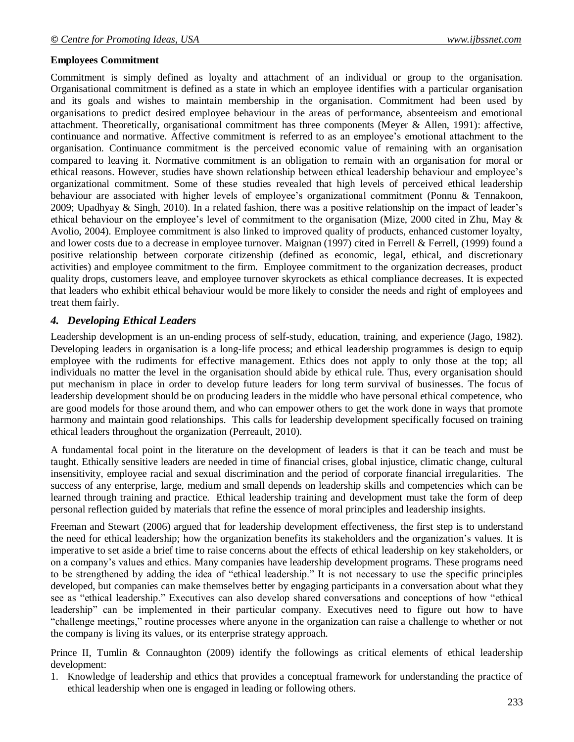**Employees Commitment**

Commitment is simply defined as loyalty and attachment of an individual or group to the organisation. Organisational commitment is defined as a state in which an employee identifies with a particular organisation and its goals and wishes to maintain membership in the organisation. Commitment had been used by organisations to predict desired employee behaviour in the areas of performance, absenteeism and emotional attachment. Theoretically, organisational commitment has three components (Meyer & Allen, 1991): affective, continuance and normative. Affective commitment is referred to as an employee's emotional attachment to the organisation. Continuance commitment is the perceived economic value of remaining with an organisation compared to leaving it. Normative commitment is an obligation to remain with an organisation for moral or ethical reasons. However, studies have shown relationship between ethical leadership behaviour and employee's organizational commitment. Some of these studies revealed that high levels of perceived ethical leadership behaviour are associated with higher levels of employee's organizational commitment (Ponnu & Tennakoon, 2009; Upadhyay & Singh, 2010). In a related fashion, there was a positive relationship on the impact of leader's ethical behaviour on the employee's level of commitment to the organisation (Mize, 2000 cited in Zhu, May & Avolio, 2004). Employee commitment is also linked to improved quality of products, enhanced customer loyalty, and lower costs due to a decrease in employee turnover. Maignan (1997) cited in Ferrell & Ferrell, (1999) found a positive relationship between corporate citizenship (defined as economic, legal, ethical, and discretionary activities) and employee commitment to the firm. Employee commitment to the organization decreases, product quality drops, customers leave, and employee turnover skyrockets as ethical compliance decreases. It is expected that leaders who exhibit ethical behaviour would be more likely to consider the needs and right of employees and treat them fairly.

## *4. Developing Ethical Leaders*

Leadership development is an un-ending process of self-study, education, training, and experience (Jago, 1982). Developing leaders in organisation is a long-life process; and ethical leadership programmes is design to equip employee with the rudiments for effective management. Ethics does not apply to only those at the top; all individuals no matter the level in the organisation should abide by ethical rule. Thus, every organisation should put mechanism in place in order to develop future leaders for long term survival of businesses. The focus of leadership development should be on producing leaders in the middle who have personal ethical competence, who are good models for those around them, and who can empower others to get the work done in ways that promote harmony and maintain good relationships. This calls for leadership development specifically focused on training ethical leaders throughout the organization (Perreault, 2010).

A fundamental focal point in the literature on the development of leaders is that it can be teach and must be taught. Ethically sensitive leaders are needed in time of financial crises, global injustice, climatic change, cultural insensitivity, employee racial and sexual discrimination and the period of corporate financial irregularities. The success of any enterprise, large, medium and small depends on leadership skills and competencies which can be learned through training and practice. Ethical leadership training and development must take the form of deep personal reflection guided by materials that refine the essence of moral principles and leadership insights.

Freeman and Stewart (2006) argued that for leadership development effectiveness, the first step is to understand the need for ethical leadership; how the organization benefits its stakeholders and the organization's values. It is imperative to set aside a brief time to raise concerns about the effects of ethical leadership on key stakeholders, or on a company's values and ethics. Many companies have leadership development programs. These programs need to be strengthened by adding the idea of "ethical leadership." It is not necessary to use the specific principles developed, but companies can make themselves better by engaging participants in a conversation about what they see as "ethical leadership." Executives can also develop shared conversations and conceptions of how "ethical leadership" can be implemented in their particular company. Executives need to figure out how to have "challenge meetings," routine processes where anyone in the organization can raise a challenge to whether or not the company is living its values, or its enterprise strategy approach.

Prince II, Tumlin & Connaughton (2009) identify the followings as critical elements of ethical leadership development:

1. Knowledge of leadership and ethics that provides a conceptual framework for understanding the practice of ethical leadership when one is engaged in leading or following others.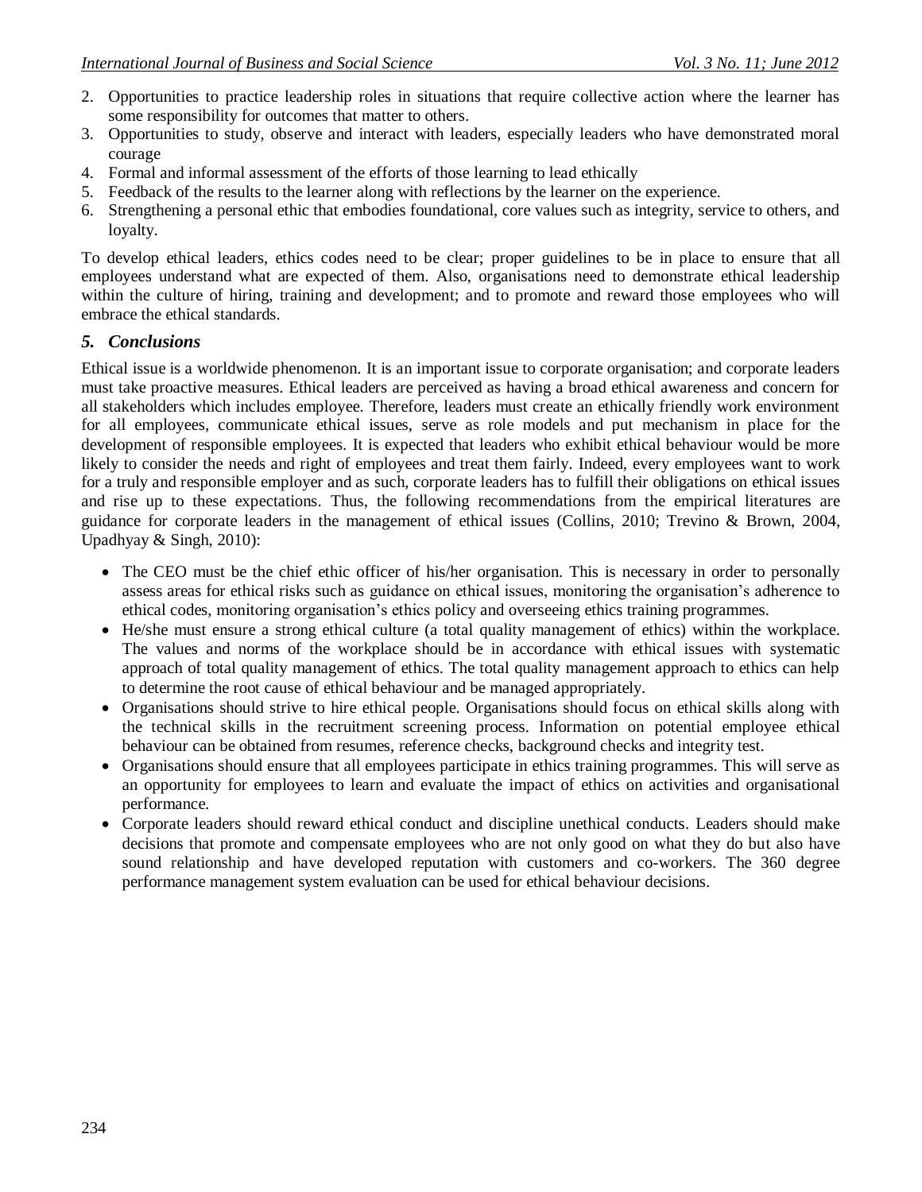2. Opportunities to practice leadership roles in situations that require collective action where the learner has some responsibility for outcomes that matter to others.
3. Opportunities to study, observe and interact with leaders, especially leaders who have demonstrated moral courage
4. Formal and informal assessment of the efforts of those learning to lead ethically
5. Feedback of the results to the learner along with reflections by the learner on the experience.
6. Strengthening a personal ethic that embodies foundational, core values such as integrity, service to others, and loyalty.

To develop ethical leaders, ethics codes need to be clear; proper guidelines to be in place to ensure that all employees understand what are expected of them. Also, organisations need to demonstrate ethical leadership within the culture of hiring, training and development; and to promote and reward those employees who will embrace the ethical standards.

## *5. Conclusions*

Ethical issue is a worldwide phenomenon. It is an important issue to corporate organisation; and corporate leaders must take proactive measures. Ethical leaders are perceived as having a broad ethical awareness and concern for all stakeholders which includes employee. Therefore, leaders must create an ethically friendly work environment for all employees, communicate ethical issues, serve as role models and put mechanism in place for the development of responsible employees. It is expected that leaders who exhibit ethical behaviour would be more likely to consider the needs and right of employees and treat them fairly. Indeed, every employees want to work for a truly and responsible employer and as such, corporate leaders has to fulfill their obligations on ethical issues and rise up to these expectations. Thus, the following recommendations from the empirical literatures are guidance for corporate leaders in the management of ethical issues (Collins, 2010; Trevino & Brown, 2004, Upadhyay & Singh, 2010):

- The CEO must be the chief ethic officer of his/her organisation. This is necessary in order to personally assess areas for ethical risks such as guidance on ethical issues, monitoring the organisation's adherence to ethical codes, monitoring organisation's ethics policy and overseeing ethics training programmes.
- He/she must ensure a strong ethical culture (a total quality management of ethics) within the workplace. The values and norms of the workplace should be in accordance with ethical issues with systematic approach of total quality management of ethics. The total quality management approach to ethics can help to determine the root cause of ethical behaviour and be managed appropriately.
- Organisations should strive to hire ethical people. Organisations should focus on ethical skills along with the technical skills in the recruitment screening process. Information on potential employee ethical behaviour can be obtained from resumes, reference checks, background checks and integrity test.
- Organisations should ensure that all employees participate in ethics training programmes. This will serve as an opportunity for employees to learn and evaluate the impact of ethics on activities and organisational performance.
- Corporate leaders should reward ethical conduct and discipline unethical conducts. Leaders should make decisions that promote and compensate employees who are not only good on what they do but also have sound relationship and have developed reputation with customers and co-workers. The 360 degree performance management system evaluation can be used for ethical behaviour decisions.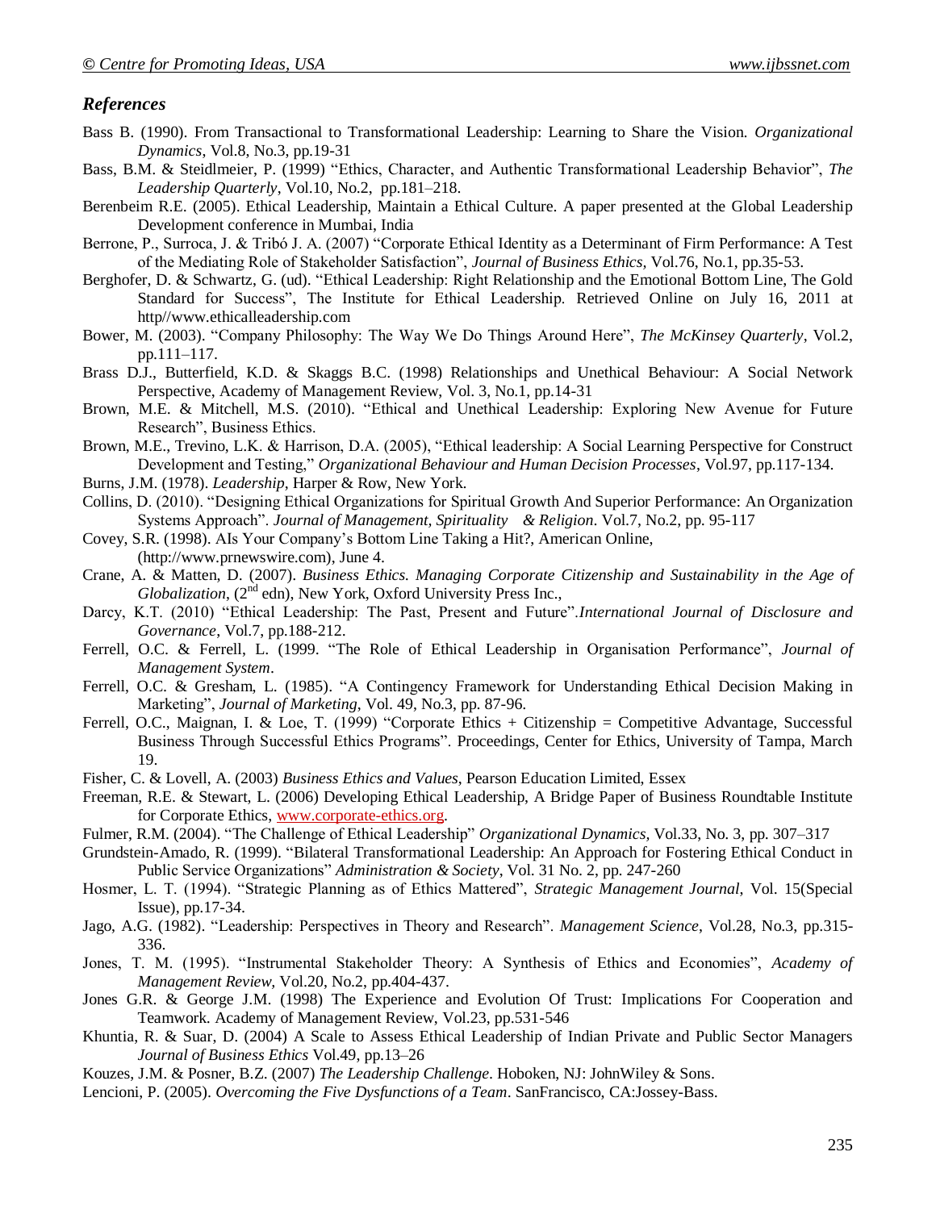## *References*

Bass B. (1990). From Transactional to Transformational Leadership: Learning to Share the Vision. *Organizational Dynamics*, Vol.8, No.3, pp.19-31

Bass, B.M. & Steidlmeier, P. (1999) "Ethics, Character, and Authentic Transformational Leadership Behavior", *The Leadership Quarterly*, Vol.10, No.2, pp.181–218.

Berenbeim R.E. (2005). Ethical Leadership, Maintain a Ethical Culture. A paper presented at the Global Leadership Development conference in Mumbai, India

Berrone, P., Surroca, J. & Tribó J. A. (2007) "Corporate Ethical Identity as a Determinant of Firm Performance: A Test of the Mediating Role of Stakeholder Satisfaction", *Journal of Business Ethics,* Vol.76, No.1, pp.35-53.

Berghofer, D. & Schwartz, G. (ud). "Ethical Leadership: Right Relationship and the Emotional Bottom Line, The Gold Standard for Success", The Institute for Ethical Leadership. Retrieved Online on July 16, 2011 at http//www.ethicalleadership.com

Bower, M. (2003). "Company Philosophy: The Way We Do Things Around Here", *The McKinsey Quarterly*, Vol.2, pp.111–117.

Brass D.J., Butterfield, K.D. & Skaggs B.C. (1998) Relationships and Unethical Behaviour: A Social Network Perspective, Academy of Management Review, Vol. 3, No.1, pp.14-31

Brown, M.E. & Mitchell, M.S. (2010). "Ethical and Unethical Leadership: Exploring New Avenue for Future Research", Business Ethics.

Brown, M.E., Trevino, L.K. & Harrison, D.A. (2005), "Ethical leadership: A Social Learning Perspective for Construct Development and Testing," *Organizational Behaviour and Human Decision Processes*, Vol.97, pp.117-134.

Burns, J.M. (1978). *Leadership*, Harper & Row, New York.

Collins, D. (2010). "Designing Ethical Organizations for Spiritual Growth And Superior Performance: An Organization Systems Approach". *Journal of Management, Spirituality & Religion*. Vol.7, No.2, pp. 95-117

Covey, S.R. (1998). AIs Your Company's Bottom Line Taking a Hit?, American Online, (http://www.prnewswire.com), June 4.

Crane, A. & Matten, D. (2007). *Business Ethics. Managing Corporate Citizenship and Sustainability in the Age of Globalization*, (2nd edn), New York, Oxford University Press Inc.,

Darcy, K.T. (2010) "Ethical Leadership: The Past, Present and Future".*International Journal of Disclosure and Governance*, Vol.7, pp.188-212.

Ferrell, O.C. & Ferrell, L. (1999. "The Role of Ethical Leadership in Organisation Performance", *Journal of Management System*.

Ferrell, O.C. & Gresham, L. (1985). "A Contingency Framework for Understanding Ethical Decision Making in Marketing", *Journal of Marketing*, Vol. 49, No.3, pp. 87-96.

Ferrell, O.C., Maignan, I. & Loe, T. (1999) "Corporate Ethics + Citizenship = Competitive Advantage, Successful Business Through Successful Ethics Programs". Proceedings, Center for Ethics, University of Tampa, March 19.

Fisher, C. & Lovell, A. (2003) *Business Ethics and Values*, Pearson Education Limited, Essex

Freeman, R.E. & Stewart, L. (2006) Developing Ethical Leadership, A Bridge Paper of Business Roundtable Institute for Corporate Ethics, www.corporate-ethics.org.

Fulmer, R.M. (2004). "The Challenge of Ethical Leadership" *Organizational Dynamics,* Vol.33, No. 3, pp. 307–317

Grundstein-Amado, R. (1999). "Bilateral Transformational Leadership: An Approach for Fostering Ethical Conduct in Public Service Organizations" *Administration & Society*, Vol. 31 No. 2, pp. 247-260

Hosmer, L. T. (1994). "Strategic Planning as of Ethics Mattered", *Strategic Management Journal*, Vol. 15(Special Issue), pp.17-34.

Jago, A.G. (1982). "Leadership: Perspectives in Theory and Research". *Management Science*, Vol.28, No.3, pp.315-336.

Jones, T. M. (1995). "Instrumental Stakeholder Theory: A Synthesis of Ethics and Economies", *Academy of Management Review,* Vol.20, No.2, pp.404-437.

Jones G.R. & George J.M. (1998) The Experience and Evolution Of Trust: Implications For Cooperation and Teamwork. Academy of Management Review, Vol.23, pp.531-546

Khuntia, R. & Suar, D. (2004) A Scale to Assess Ethical Leadership of Indian Private and Public Sector Managers *Journal of Business Ethics* Vol.49, pp.13–26

Kouzes, J.M. & Posner, B.Z. (2007) *The Leadership Challenge*. Hoboken, NJ: JohnWiley & Sons.

Lencioni, P. (2005). *Overcoming the Five Dysfunctions of a Team*. SanFrancisco, CA:Jossey-Bass.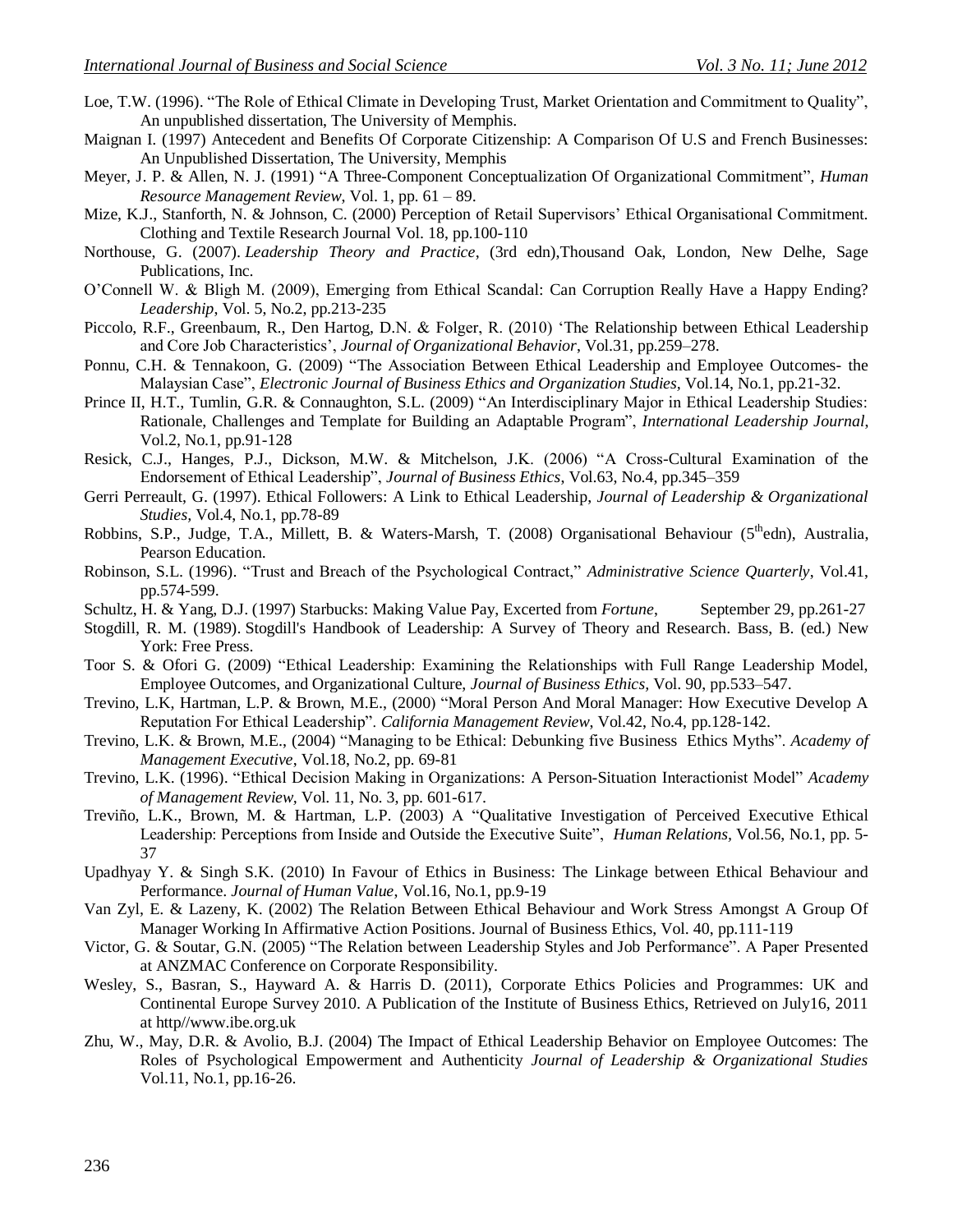Loe, T.W. (1996). "The Role of Ethical Climate in Developing Trust, Market Orientation and Commitment to Quality", An unpublished dissertation, The University of Memphis.

Maignan I. (1997) Antecedent and Benefits Of Corporate Citizenship: A Comparison Of U.S and French Businesses: An Unpublished Dissertation, The University, Memphis

Meyer, J. P. & Allen, N. J. (1991) "A Three-Component Conceptualization Of Organizational Commitment", *Human Resource Management Review*, Vol. 1, pp. 61 – 89.

Mize, K.J., Stanforth, N. & Johnson, C. (2000) Perception of Retail Supervisors' Ethical Organisational Commitment. Clothing and Textile Research Journal Vol. 18, pp.100-110

Northouse, G. (2007). *Leadership Theory and Practice*, (3rd edn),Thousand Oak, London, New Delhe, Sage Publications, Inc.

O'Connell W. & Bligh M. (2009), Emerging from Ethical Scandal: Can Corruption Really Have a Happy Ending? *Leadership*, Vol. 5, No.2, pp.213-235

Piccolo, R.F., Greenbaum, R., Den Hartog, D.N. & Folger, R. (2010) 'The Relationship between Ethical Leadership and Core Job Characteristics', *Journal of Organizational Behavior*, Vol.31, pp.259–278.

Ponnu, C.H. & Tennakoon, G. (2009) "The Association Between Ethical Leadership and Employee Outcomes- the Malaysian Case", *Electronic Journal of Business Ethics and Organization Studies*, Vol.14, No.1, pp.21-32.

Prince II, H.T., Tumlin, G.R. & Connaughton, S.L. (2009) "An Interdisciplinary Major in Ethical Leadership Studies: Rationale, Challenges and Template for Building an Adaptable Program", *International Leadership Journal*, Vol.2, No.1, pp.91-128

Resick, C.J., Hanges, P.J., Dickson, M.W. & Mitchelson, J.K. (2006) "A Cross-Cultural Examination of the Endorsement of Ethical Leadership", *Journal of Business Ethics*, Vol.63, No.4, pp.345–359

Gerri Perreault, G. (1997). Ethical Followers: A Link to Ethical Leadership, *Journal of Leadership & Organizational Studies*, Vol.4, No.1, pp.78-89

Robbins, S.P., Judge, T.A., Millett, B. & Waters-Marsh, T. (2008) Organisational Behaviour (5thedn), Australia, Pearson Education.

Robinson, S.L. (1996). "Trust and Breach of the Psychological Contract," *Administrative Science Quarterly*, Vol.41, pp.574-599.

Schultz, H. & Yang, D.J. (1997) Starbucks: Making Value Pay, Excerted from *Fortune*, September 29, pp.261-27

Stogdill, R. M. (1989). Stogdill's Handbook of Leadership: A Survey of Theory and Research. Bass, B. (ed.) New York: Free Press.

Toor S. & Ofori G. (2009) "Ethical Leadership: Examining the Relationships with Full Range Leadership Model, Employee Outcomes, and Organizational Culture, *Journal of Business Ethics*, Vol. 90, pp.533–547.

Trevino, L.K, Hartman, L.P. & Brown, M.E., (2000) "Moral Person And Moral Manager: How Executive Develop A Reputation For Ethical Leadership". *California Management Review*, Vol.42, No.4, pp.128-142.

Trevino, L.K. & Brown, M.E., (2004) "Managing to be Ethical: Debunking five Business Ethics Myths". *Academy of Management Executive*, Vol.18, No.2, pp. 69-81

Trevino, L.K. (1996). "Ethical Decision Making in Organizations: A Person-Situation Interactionist Model" *Academy of Management Review*, Vol. 11, No. 3, pp. 601-617.

Treviño, L.K., Brown, M. & Hartman, L.P. (2003) A "Qualitative Investigation of Perceived Executive Ethical Leadership: Perceptions from Inside and Outside the Executive Suite", *Human Relations*, Vol.56, No.1, pp. 5-37

Upadhyay Y. & Singh S.K. (2010) In Favour of Ethics in Business: The Linkage between Ethical Behaviour and Performance. *Journal of Human Value*, Vol.16, No.1, pp.9-19

Van Zyl, E. & Lazeny, K. (2002) The Relation Between Ethical Behaviour and Work Stress Amongst A Group Of Manager Working In Affirmative Action Positions. Journal of Business Ethics, Vol. 40, pp.111-119

Victor, G. & Soutar, G.N. (2005) "The Relation between Leadership Styles and Job Performance". A Paper Presented at ANZMAC Conference on Corporate Responsibility.

Wesley, S., Basran, S., Hayward A. & Harris D. (2011), Corporate Ethics Policies and Programmes: UK and Continental Europe Survey 2010. A Publication of the Institute of Business Ethics, Retrieved on July16, 2011 at http//www.ibe.org.uk

Zhu, W., May, D.R. & Avolio, B.J. (2004) The Impact of Ethical Leadership Behavior on Employee Outcomes: The Roles of Psychological Empowerment and Authenticity *Journal of Leadership & Organizational Studies* Vol.11, No.1, pp.16-26.